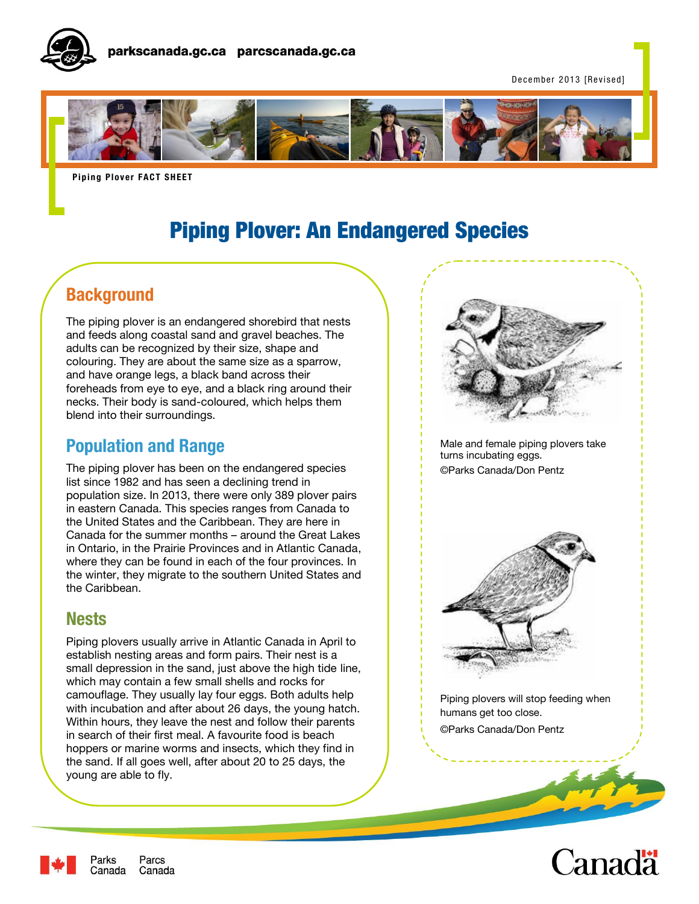parkscanada.gc.ca parcscanada.gc.ca

December 2013 [Revised]

Piping Plover FACT SHEET

# Piping Plover: An Endangered Species

## Background

The piping plover is an endangered shorebird that nests and feeds along coastal sand and gravel beaches. The adults can be recognized by their size, shape and colouring. They are about the same size as a sparrow, and have orange legs, a black band across their foreheads from eye to eye, and a black ring around their necks. Their body is sand-coloured, which helps them blend into their surroundings.

## Population and Range

The piping plover has been on the endangered species list since 1982 and has seen a declining trend in population size. In 2013, there were only 389 plover pairs in eastern Canada. This species ranges from Canada to the United States and the Caribbean. They are here in Canada for the summer months – around the Great Lakes in Ontario, in the Prairie Provinces and in Atlantic Canada, where they can be found in each of the four provinces. In the winter, they migrate to the southern United States and the Caribbean.

## Nests

Piping plovers usually arrive in Atlantic Canada in April to establish nesting areas and form pairs. Their nest is a small depression in the sand, just above the high tide line, which may contain a few small shells and rocks for camouflage. They usually lay four eggs. Both adults help with incubation and after about 26 days, the young hatch. Within hours, they leave the nest and follow their parents in search of their first meal. A favourite food is beach hoppers or marine worms and insects, which they find in the sand. If all goes well, after about 20 to 25 days, the young are able to fly.

Male and female piping plovers take turns incubating eggs.
©Parks Canada/Don Pentz

Piping plovers will stop feeding when humans get too close.
©Parks Canada/Don Pentz

Parks Canada Parcs Canada

Canada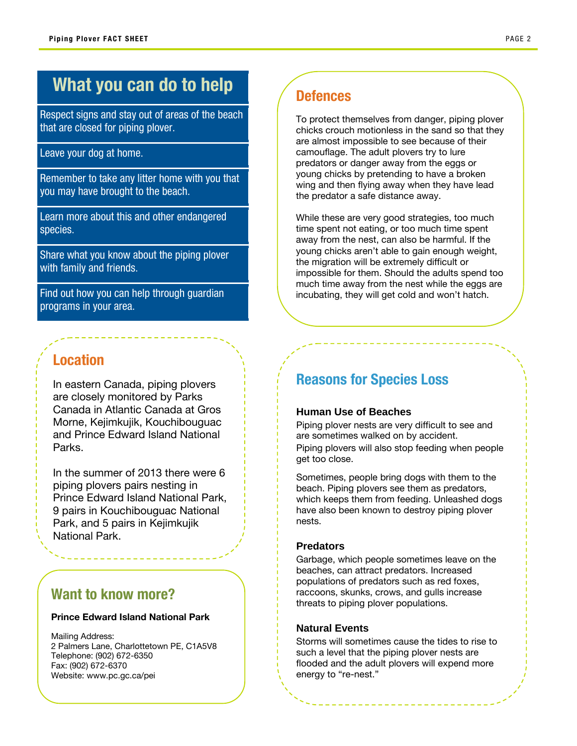## What you can do to help

- Respect signs and stay out of areas of the beach that are closed for piping plover.
- Leave your dog at home.
- Remember to take any litter home with you that you may have brought to the beach.
- Learn more about this and other endangered species.
- Share what you know about the piping plover with family and friends.
- Find out how you can help through guardian programs in your area.

## Location

In eastern Canada, piping plovers are closely monitored by Parks Canada in Atlantic Canada at Gros Morne, Kejimkujik, Kouchibouguac and Prince Edward Island National Parks.

In the summer of 2013 there were 6 piping plovers pairs nesting in Prince Edward Island National Park, 9 pairs in Kouchibouguac National Park, and 5 pairs in Kejimkujik National Park.

## Want to know more?

**Prince Edward Island National Park**

Mailing Address:
2 Palmers Lane, Charlottetown PE, C1A5V8
Telephone: (902) 672-6350
Fax: (902) 672-6370
Website: www.pc.gc.ca/pei

## Defences

To protect themselves from danger, piping plover chicks crouch motionless in the sand so that they are almost impossible to see because of their camouflage. The adult plovers try to lure predators or danger away from the eggs or young chicks by pretending to have a broken wing and then flying away when they have lead the predator a safe distance away.

While these are very good strategies, too much time spent not eating, or too much time spent away from the nest, can also be harmful. If the young chicks aren't able to gain enough weight, the migration will be extremely difficult or impossible for them. Should the adults spend too much time away from the nest while the eggs are incubating, they will get cold and won't hatch.

## Reasons for Species Loss

### Human Use of Beaches

Piping plover nests are very difficult to see and are sometimes walked on by accident.
Piping plovers will also stop feeding when people get too close.

Sometimes, people bring dogs with them to the beach. Piping plovers see them as predators, which keeps them from feeding. Unleashed dogs have also been known to destroy piping plover nests.

### Predators

Garbage, which people sometimes leave on the beaches, can attract predators. Increased populations of predators such as red foxes, raccoons, skunks, crows, and gulls increase threats to piping plover populations.

### Natural Events

Storms will sometimes cause the tides to rise to such a level that the piping plover nests are flooded and the adult plovers will expend more energy to "re-nest."